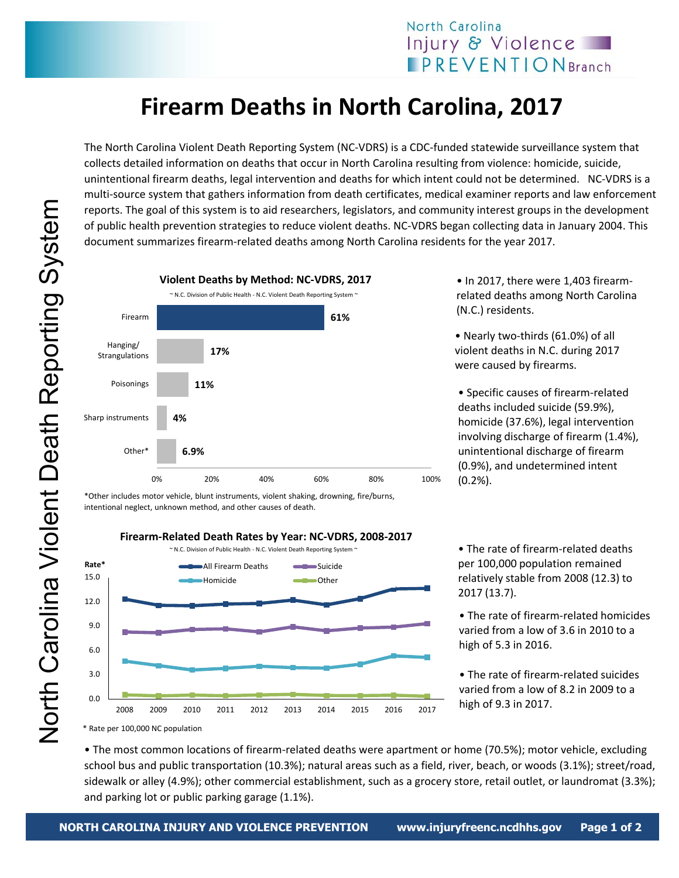# Firearm Deaths in North Carolina, 2017

The North Carolina Violent Death Reporting System (NC-VDRS) is a CDC-funded statewide surveillance system that collects detailed information on deaths that occur in North Carolina resulting from violence: homicide, suicide, unintentional firearm deaths, legal intervention and deaths for which intent could not be determined. NC-VDRS is a multi-source system that gathers information from death certificates, medical examiner reports and law enforcement reports. The goal of this system is to aid researchers, legislators, and community interest groups in the development of public health prevention strategies to reduce violent deaths. NC-VDRS began collecting data in January 2004. This document summarizes firearm-related deaths among North Carolina residents for the year 2017.

**Violent Deaths by Method: NC-VDRS, 2017**

~ N.C. Division of Public Health - N.C. Violent Death Reporting System ~

| Method | Percent |
|---|---|
| Firearm | 61% |
| Hanging/ Strangulations | 17% |
| Poisonings | 11% |
| Sharp instruments | 4% |
| Other* | 6.9% |

*Other includes motor vehicle, blunt instruments, violent shaking, drowning, fire/burns, intentional neglect, unknown method, and other causes of death.

- In 2017, there were 1,403 firearm-related deaths among North Carolina (N.C.) residents.
- Nearly two-thirds (61.0%) of all violent deaths in N.C. during 2017 were caused by firearms.
- Specific causes of firearm-related deaths included suicide (59.9%), homicide (37.6%), legal intervention involving discharge of firearm (1.4%), unintentional discharge of firearm (0.9%), and undetermined intent (0.2%).

**Firearm-Related Death Rates by Year: NC-VDRS, 2008-2017**

~ N.C. Division of Public Health - N.C. Violent Death Reporting System ~

Series: All Firearm Deaths, Suicide, Homicide, Other. Rate* (0.0–15.0) by year, 2008–2017.

\* Rate per 100,000 NC population

- The rate of firearm-related deaths per 100,000 population remained relatively stable from 2008 (12.3) to 2017 (13.7).
- The rate of firearm-related homicides varied from a low of 3.6 in 2010 to a high of 5.3 in 2016.
- The rate of firearm-related suicides varied from a low of 8.2 in 2009 to a high of 9.3 in 2017.

- The most common locations of firearm-related deaths were apartment or home (70.5%); motor vehicle, excluding school bus and public transportation (10.3%); natural areas such as a field, river, beach, or woods (3.1%); street/road, sidewalk or alley (4.9%); other commercial establishment, such as a grocery store, retail outlet, or laundromat (3.3%); and parking lot or public parking garage (1.1%).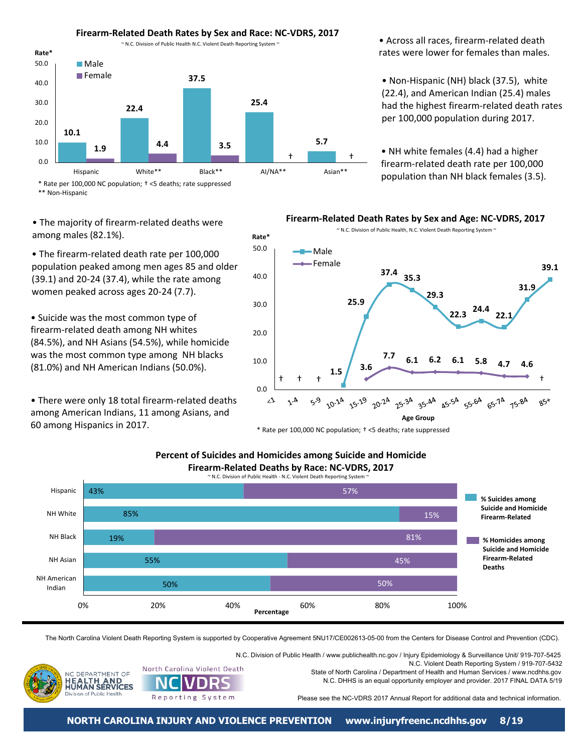### Firearm-Related Death Rates by Sex and Race: NC-VDRS, 2017

~ N.C. Division of Public Health N.C. Violent Death Reporting System ~

Rate*

50.0
40.0
30.0
20.0
10.0
0.0

Male
Female

Hispanic: 10.1, 1.9
White**: 22.4, 4.4
Black**: 37.5, 3.5
AI/NA**: 25.4, †
Asian**: 5.7, †

\* Rate per 100,000 NC population; † <5 deaths; rate suppressed
** Non-Hispanic

- Across all races, firearm-related death rates were lower for females than males.
- Non-Hispanic (NH) black (37.5), white (22.4), and American Indian (25.4) males had the highest firearm-related death rates per 100,000 population during 2017.
- NH white females (4.4) had a higher firearm-related death rate per 100,000 population than NH black females (3.5).

- The majority of firearm-related deaths were among males (82.1%).
- The firearm-related death rate per 100,000 population peaked among men ages 85 and older (39.1) and 20-24 (37.4), while the rate among women peaked across ages 20-24 (7.7).
- Suicide was the most common type of firearm-related death among NH whites (84.5%), and NH Asians (54.5%), while homicide was the most common type among NH blacks (81.0%) and NH American Indians (50.0%).
- There were only 18 total firearm-related deaths among American Indians, 11 among Asians, and 60 among Hispanics in 2017.

### Firearm-Related Death Rates by Sex and Age: NC-VDRS, 2017

~ N.C. Division of Public Health, N.C. Violent Death Reporting System ~

Rate*

50.0
40.0
30.0
20.0
10.0
0.0

Male
Female

Age Group: <1, 1-4, 5-9, 10-14, 15-19, 20-24, 25-34, 35-44, 45-54, 55-64, 65-74, 75-84, 85+

Male: †, †, †, 1.5, 25.9, 37.4, 35.3, 29.3, 22.3, 24.4, 22.1, 31.9, 39.1

Female: 3.6, 7.7, 6.1, 6.2, 6.1, 5.8, 4.7, 4.6, †

\* Rate per 100,000 NC population; † <5 deaths; rate suppressed

### Percent of Suicides and Homicides among Suicide and Homicide Firearm-Related Deaths by Race: NC-VDRS, 2017

~ N.C. Division of Public Health - N.C. Violent Death Reporting System ~

% Suicides among Suicide and Homicide Firearm-Related
% Homicides among Suicide and Homicide Firearm-Related Deaths

Hispanic: 43%, 57%
NH White: 85%, 15%
NH Black: 19%, 81%
NH Asian: 55%, 45%
NH American Indian: 50%, 50%

0%
20%
40%
60%
80%
100%
Percentage

The North Carolina Violent Death Reporting System is supported by Cooperative Agreement 5NU17/CE002613-05-00 from the Centers for Disease Control and Prevention (CDC).

N.C. Division of Public Health / www.publichealth.nc.gov / Injury Epidemiology & Surveillance Unit/ 919-707-5425
N.C. Violent Death Reporting System / 919-707-5432
State of North Carolina / Department of Health and Human Services / www.ncdhhs.gov
N.C. DHHS is an equal opportunity employer and provider. 2017 FINAL DATA 5/19

NC DEPARTMENT OF HEALTH AND HUMAN SERVICES Division of Public Health

North Carolina Violent Death NC VDRS Reporting System

Please see the NC-VDRS 2017 Annual Report for additional data and technical information.

NORTH CAROLINA INJURY AND VIOLENCE PREVENTION www.injuryfreenc.ncdhhs.gov 8/19